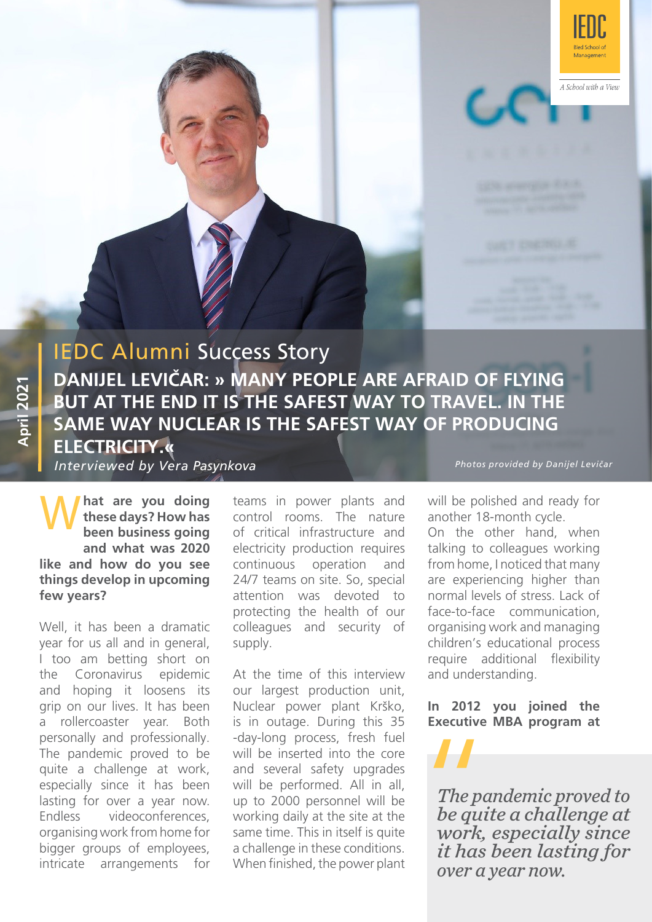IEDC Alumni Success Story

# DANIJEL LEVIČAR: » MANY PEOPLE ARE AFRAID OF FLYING BUT AT THE END IT IS THE SAFEST WAY TO TRAVEL. IN THE SAME WAY NUCLEAR IS THE SAFEST WAY OF PRODUCING ELECTRICITY.«

*Interviewed by Vera Pasynkova*

*Photos provided by Danijel Levičar*

**What are you doing these days? How has been business going and what was 2020 like and how do you see things develop in upcoming few years?**

Well, it has been a dramatic year for us all and in general, I too am betting short on the Coronavirus epidemic and hoping it loosens its grip on our lives. It has been a rollercoaster year. Both personally and professionally. The pandemic proved to be quite a challenge at work, especially since it has been lasting for over a year now. Endless videoconferences, organising work from home for bigger groups of employees, intricate arrangements for teams in power plants and control rooms. The nature of critical infrastructure and electricity production requires continuous operation and 24/7 teams on site. So, special attention was devoted to protecting the health of our colleagues and security of supply.

At the time of this interview our largest production unit, Nuclear power plant Krško, is in outage. During this 35 -day-long process, fresh fuel will be inserted into the core and several safety upgrades will be performed. All in all, up to 2000 personnel will be working daily at the site at the same time. This in itself is quite a challenge in these conditions. When finished, the power plant will be polished and ready for another 18-month cycle.

On the other hand, when talking to colleagues working from home, I noticed that many are experiencing higher than normal levels of stress. Lack of face-to-face communication, organising work and managing children's educational process require additional flexibility and understanding.

**In 2012 you joined the Executive MBA program at**

> *The pandemic proved to be quite a challenge at work, especially since it has been lasting for over a year now.*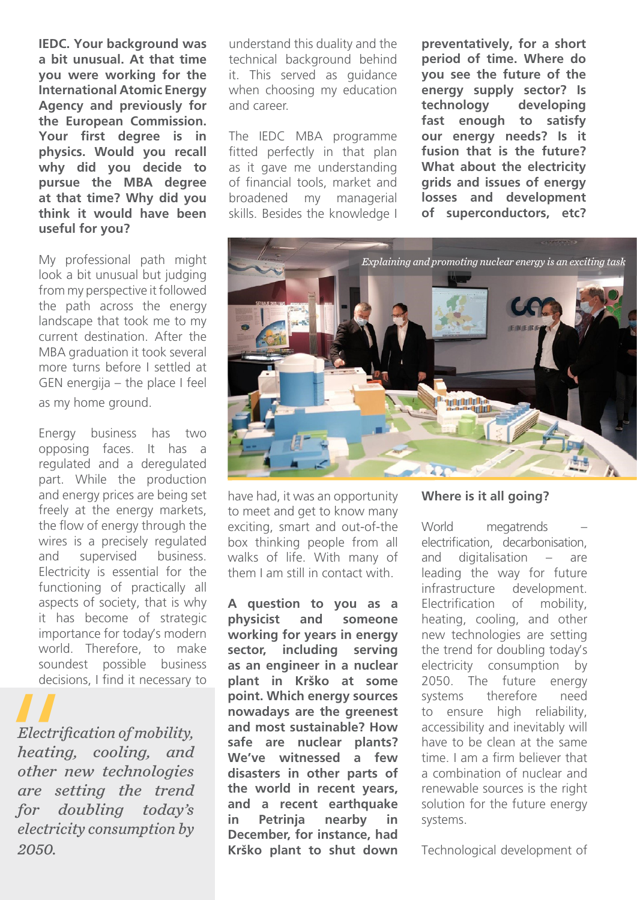**IEDC. Your background was a bit unusual. At that time you were working for the International Atomic Energy Agency and previously for the European Commission. Your first degree is in physics. Would you recall why did you decide to pursue the MBA degree at that time? Why did you think it would have been useful for you?**

My professional path might look a bit unusual but judging from my perspective it followed the path across the energy landscape that took me to my current destination. After the MBA graduation it took several more turns before I settled at GEN energija – the place I feel as my home ground.

Energy business has two opposing faces. It has a regulated and a deregulated part. While the production and energy prices are being set freely at the energy markets, the flow of energy through the wires is a precisely regulated and supervised business. Electricity is essential for the functioning of practically all aspects of society, that is why it has become of strategic importance for today's modern world. Therefore, to make soundest possible business decisions, I find it necessary to understand this duality and the technical background behind it. This served as guidance when choosing my education and career.

> *Electrification of mobility, heating, cooling, and other new technologies are setting the trend for doubling today's electricity consumption by 2050.*

The IEDC MBA programme fitted perfectly in that plan as it gave me understanding of financial tools, market and broadened my managerial skills. Besides the knowledge I have had, it was an opportunity to meet and get to know many exciting, smart and out-of-the box thinking people from all walks of life. With many of them I am still in contact with.

**A question to you as a physicist and someone working for years in energy sector, including serving as an engineer in a nuclear plant in Krško at some point. Which energy sources nowadays are the greenest and most sustainable? How safe are nuclear plants? We've witnessed a few disasters in other parts of the world in recent years, and a recent earthquake in Petrinja nearby in December, for instance, had Krško plant to shut down preventatively, for a short period of time. Where do you see the future of the energy supply sector? Is technology developing fast enough to satisfy our energy needs? Is it fusion that is the future? What about the electricity grids and issues of energy losses and development of superconductors, etc?**

*Explaining and promoting nuclear energy is an exciting task*

**Where is it all going?**

World megatrends – electrification, decarbonisation, and digitalisation – are leading the way for future infrastructure development. Electrification of mobility, heating, cooling, and other new technologies are setting the trend for doubling today's electricity consumption by 2050. The future energy systems therefore need to ensure high reliability, accessibility and inevitably will have to be clean at the same time. I am a firm believer that a combination of nuclear and renewable sources is the right solution for the future energy systems.

Technological development of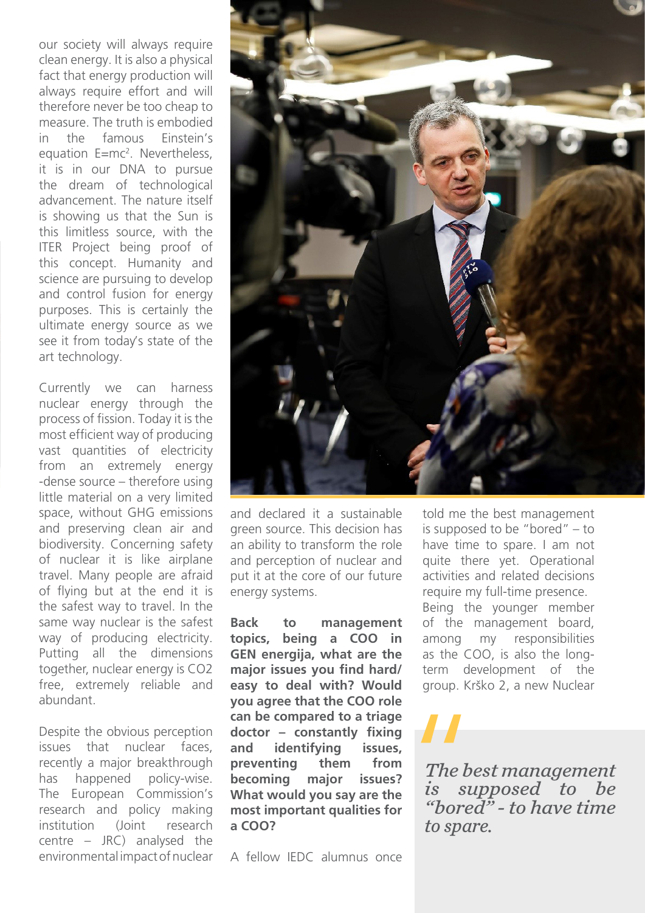our society will always require clean energy. It is also a physical fact that energy production will always require effort and will therefore never be too cheap to measure. The truth is embodied in the famous Einstein's equation $E=mc^2$. Nevertheless, it is in our DNA to pursue the dream of technological advancement. The nature itself is showing us that the Sun is this limitless source, with the ITER Project being proof of this concept. Humanity and science are pursuing to develop and control fusion for energy purposes. This is certainly the ultimate energy source as we see it from today's state of the art technology.

Currently we can harness nuclear energy through the process of fission. Today it is the most efficient way of producing vast quantities of electricity from an extremely energy -dense source – therefore using little material on a very limited space, without GHG emissions and preserving clean air and biodiversity. Concerning safety of nuclear it is like airplane travel. Many people are afraid of flying but at the end it is the safest way to travel. In the same way nuclear is the safest way of producing electricity. Putting all the dimensions together, nuclear energy is $CO_2$ free, extremely reliable and abundant.

Despite the obvious perception issues that nuclear faces, recently a major breakthrough has happened policy-wise. The European Commission's research and policy making institution (Joint research centre – JRC) analysed the environmental impact of nuclear and declared it a sustainable green source. This decision has an ability to transform the role and perception of nuclear and put it at the core of our future energy systems.

**Back to management topics, being a COO in GEN energija, what are the major issues you find hard/ easy to deal with? Would you agree that the COO role can be compared to a triage doctor – constantly fixing and identifying issues, preventing them from becoming major issues? What would you say are the most important qualities for a COO?**

A fellow IEDC alumnus once told me the best management is supposed to be "bored" – to have time to spare. I am not quite there yet. Operational activities and related decisions require my full-time presence. Being the younger member of the management board, among my responsibilities as the COO, is also the long-term development of the group. Krško 2, a new Nuclear

> *"The best management is supposed to be "bored" - to have time to spare.*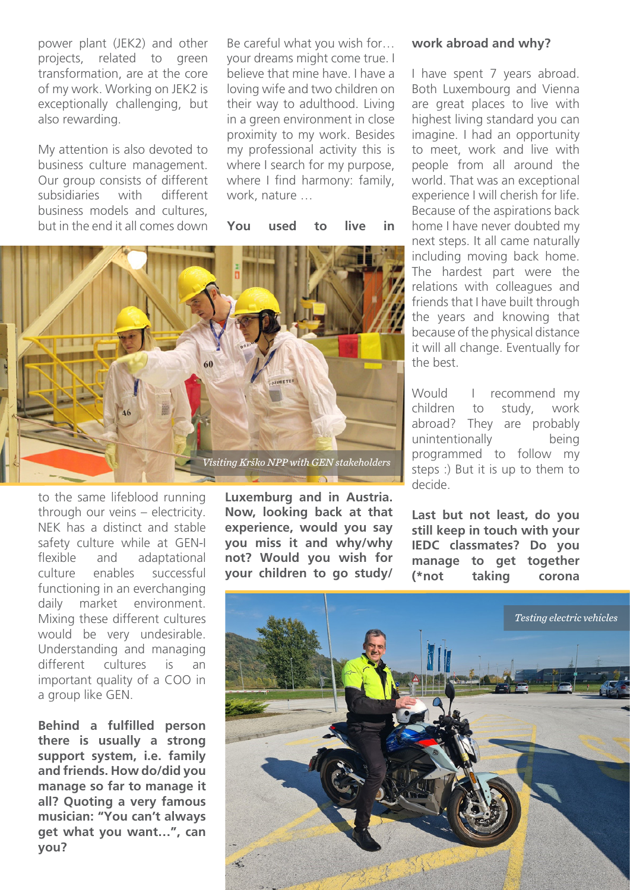power plant (JEK2) and other projects, related to green transformation, are at the core of my work. Working on JEK2 is exceptionally challenging, but also rewarding.

My attention is also devoted to business culture management. Our group consists of different subsidiaries with different business models and cultures, but in the end it all comes down to the same lifeblood running through our veins – electricity. NEK has a distinct and stable safety culture while at GEN-I flexible and adaptational culture enables successful functioning in an everchanging daily market environment. Mixing these different cultures would be very undesirable. Understanding and managing different cultures is an important quality of a COO in a group like GEN.

*Visiting Krško NPP with GEN stakeholders*

**Behind a fulfilled person there is usually a strong support system, i.e. family and friends. How do/did you manage so far to manage it all? Quoting a very famous musician: "You can't always get what you want…", can you?**

Be careful what you wish for… your dreams might come true. I believe that mine have. I have a loving wife and two children on their way to adulthood. Living in a green environment in close proximity to my work. Besides my professional activity this is where I search for my purpose, where I find harmony: family, work, nature …

**You used to live in Luxemburg and in Austria. Now, looking back at that experience, would you say you miss it and why/why not? Would you wish for your children to go study/work abroad and why?**

I have spent 7 years abroad. Both Luxembourg and Vienna are great places to live with highest living standard you can imagine. I had an opportunity to meet, work and live with people from all around the world. That was an exceptional experience I will cherish for life. Because of the aspirations back home I have never doubted my next steps. It all came naturally including moving back home. The hardest part were the relations with colleagues and friends that I have built through the years and knowing that because of the physical distance it will all change. Eventually for the best.

Would I recommend my children to study, work abroad? They are probably unintentionally being programmed to follow my steps :) But it is up to them to decide.

**Last but not least, do you still keep in touch with your IEDC classmates? Do you manage to get together (*not taking corona**

*Testing electric vehicles*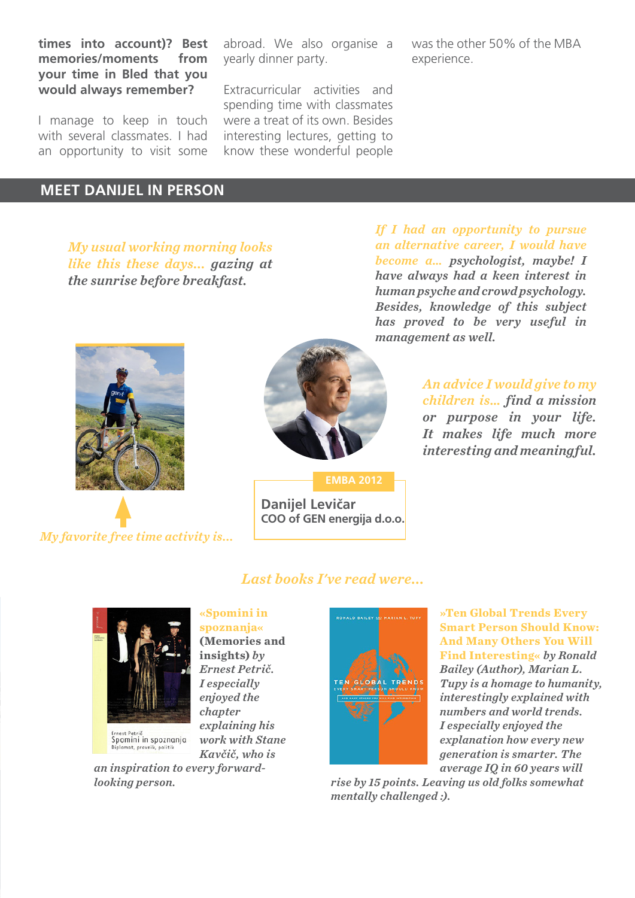**times into account)? Best memories/moments from your time in Bled that you would always remember?**

I manage to keep in touch with several classmates. I had an opportunity to visit some abroad. We also organise a yearly dinner party.

Extracurricular activities and spending time with classmates were a treat of its own. Besides interesting lectures, getting to know these wonderful people was the other 50% of the MBA experience.

## MEET DANIJEL IN PERSON

*My usual working morning looks like this these days... **gazing at the sunrise before breakfast.***

*If I had an opportunity to pursue an alternative career, I would have become a... **psychologist, maybe! I have always had a keen interest in human psyche and crowd psychology. Besides, knowledge of this subject has proved to be very useful in management as well.***

*An advice I would give to my children is... **find a mission or purpose in your life. It makes life much more interesting and meaningful.***

*My favorite free time activity is...*

EMBA 2012

**Danijel Levičar**
COO of GEN energija d.o.o.

*Last books I've read were...*

**«Spomini in spoznanja«** **(Memories and insights)** *by Ernest Petrič. I especially enjoyed the chapter explaining his work with Stane Kavčič, who is an inspiration to every forward-looking person.*

**»Ten Global Trends Every Smart Person Should Know: And Many Others You Will Find Interesting«** *by Ronald Bailey (Author), Marian L. Tupy is a homage to humanity, interestingly explained with numbers and world trends. I especially enjoyed the explanation how every new generation is smarter. The average IQ in 60 years will rise by 15 points. Leaving us old folks somewhat mentally challenged :).*